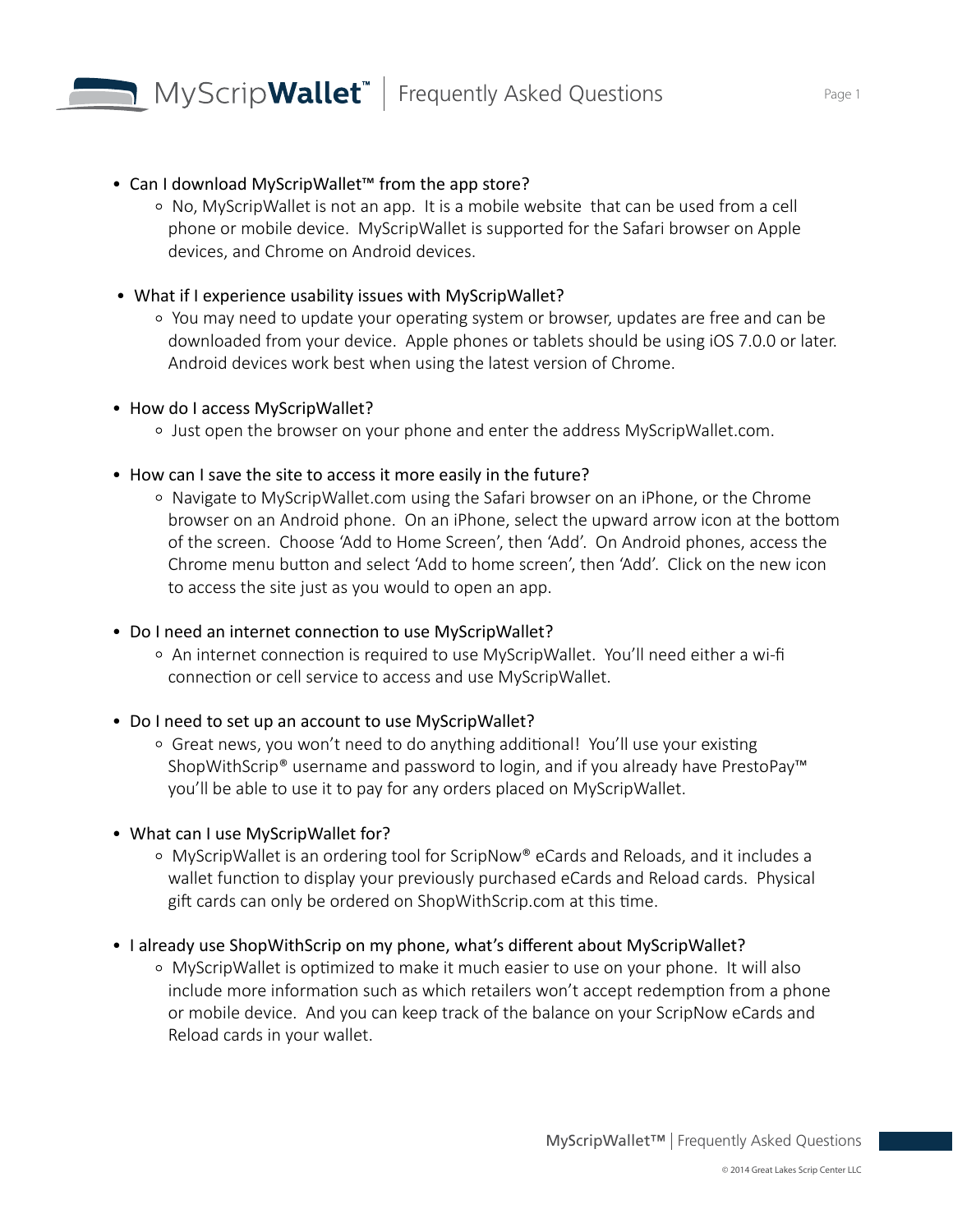# MyScripWallet™ | Frequently Asked Questions

- Can I download MyScripWallet™ from the app store?
  - No, MyScripWallet is not an app. It is a mobile website that can be used from a cell phone or mobile device. MyScripWallet is supported for the Safari browser on Apple devices, and Chrome on Android devices.

- What if I experience usability issues with MyScripWallet?
  - You may need to update your operating system or browser, updates are free and can be downloaded from your device. Apple phones or tablets should be using iOS 7.0.0 or later. Android devices work best when using the latest version of Chrome.

- How do I access MyScripWallet?
  - Just open the browser on your phone and enter the address MyScripWallet.com.

- How can I save the site to access it more easily in the future?
  - Navigate to MyScripWallet.com using the Safari browser on an iPhone, or the Chrome browser on an Android phone. On an iPhone, select the upward arrow icon at the bottom of the screen. Choose 'Add to Home Screen', then 'Add'. On Android phones, access the Chrome menu button and select 'Add to home screen', then 'Add'. Click on the new icon to access the site just as you would to open an app.

- Do I need an internet connection to use MyScripWallet?
  - An internet connection is required to use MyScripWallet. You'll need either a wi-fi connection or cell service to access and use MyScripWallet.

- Do I need to set up an account to use MyScripWallet?
  - Great news, you won't need to do anything additional! You'll use your existing ShopWithScrip® username and password to login, and if you already have PrestoPay™ you'll be able to use it to pay for any orders placed on MyScripWallet.

- What can I use MyScripWallet for?
  - MyScripWallet is an ordering tool for ScripNow® eCards and Reloads, and it includes a wallet function to display your previously purchased eCards and Reload cards. Physical gift cards can only be ordered on ShopWithScrip.com at this time.

- I already use ShopWithScrip on my phone, what's different about MyScripWallet?
  - MyScripWallet is optimized to make it much easier to use on your phone. It will also include more information such as which retailers won't accept redemption from a phone or mobile device. And you can keep track of the balance on your ScripNow eCards and Reload cards in your wallet.

© 2014 Great Lakes Scrip Center LLC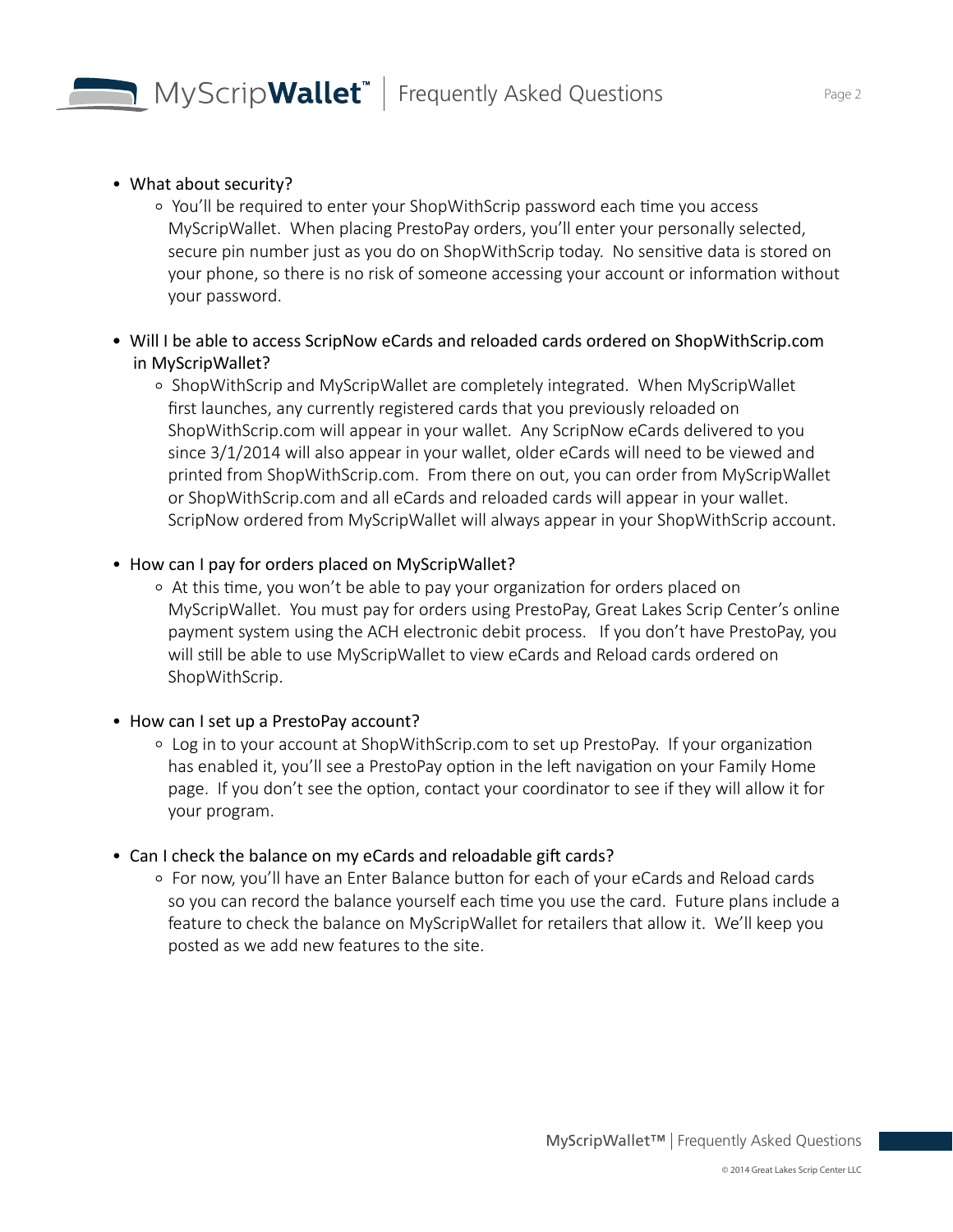- What about security?
  - You'll be required to enter your ShopWithScrip password each time you access MyScripWallet. When placing PrestoPay orders, you'll enter your personally selected, secure pin number just as you do on ShopWithScrip today. No sensitive data is stored on your phone, so there is no risk of someone accessing your account or information without your password.

- Will I be able to access ScripNow eCards and reloaded cards ordered on ShopWithScrip.com in MyScripWallet?
  - ShopWithScrip and MyScripWallet are completely integrated. When MyScripWallet first launches, any currently registered cards that you previously reloaded on ShopWithScrip.com will appear in your wallet. Any ScripNow eCards delivered to you since 3/1/2014 will also appear in your wallet, older eCards will need to be viewed and printed from ShopWithScrip.com. From there on out, you can order from MyScripWallet or ShopWithScrip.com and all eCards and reloaded cards will appear in your wallet. ScripNow ordered from MyScripWallet will always appear in your ShopWithScrip account.

- How can I pay for orders placed on MyScripWallet?
  - At this time, you won't be able to pay your organization for orders placed on MyScripWallet. You must pay for orders using PrestoPay, Great Lakes Scrip Center's online payment system using the ACH electronic debit process. If you don't have PrestoPay, you will still be able to use MyScripWallet to view eCards and Reload cards ordered on ShopWithScrip.

- How can I set up a PrestoPay account?
  - Log in to your account at ShopWithScrip.com to set up PrestoPay. If your organization has enabled it, you'll see a PrestoPay option in the left navigation on your Family Home page. If you don't see the option, contact your coordinator to see if they will allow it for your program.

- Can I check the balance on my eCards and reloadable gift cards?
  - For now, you'll have an Enter Balance button for each of your eCards and Reload cards so you can record the balance yourself each time you use the card. Future plans include a feature to check the balance on MyScripWallet for retailers that allow it. We'll keep you posted as we add new features to the site.

© 2014 Great Lakes Scrip Center LLC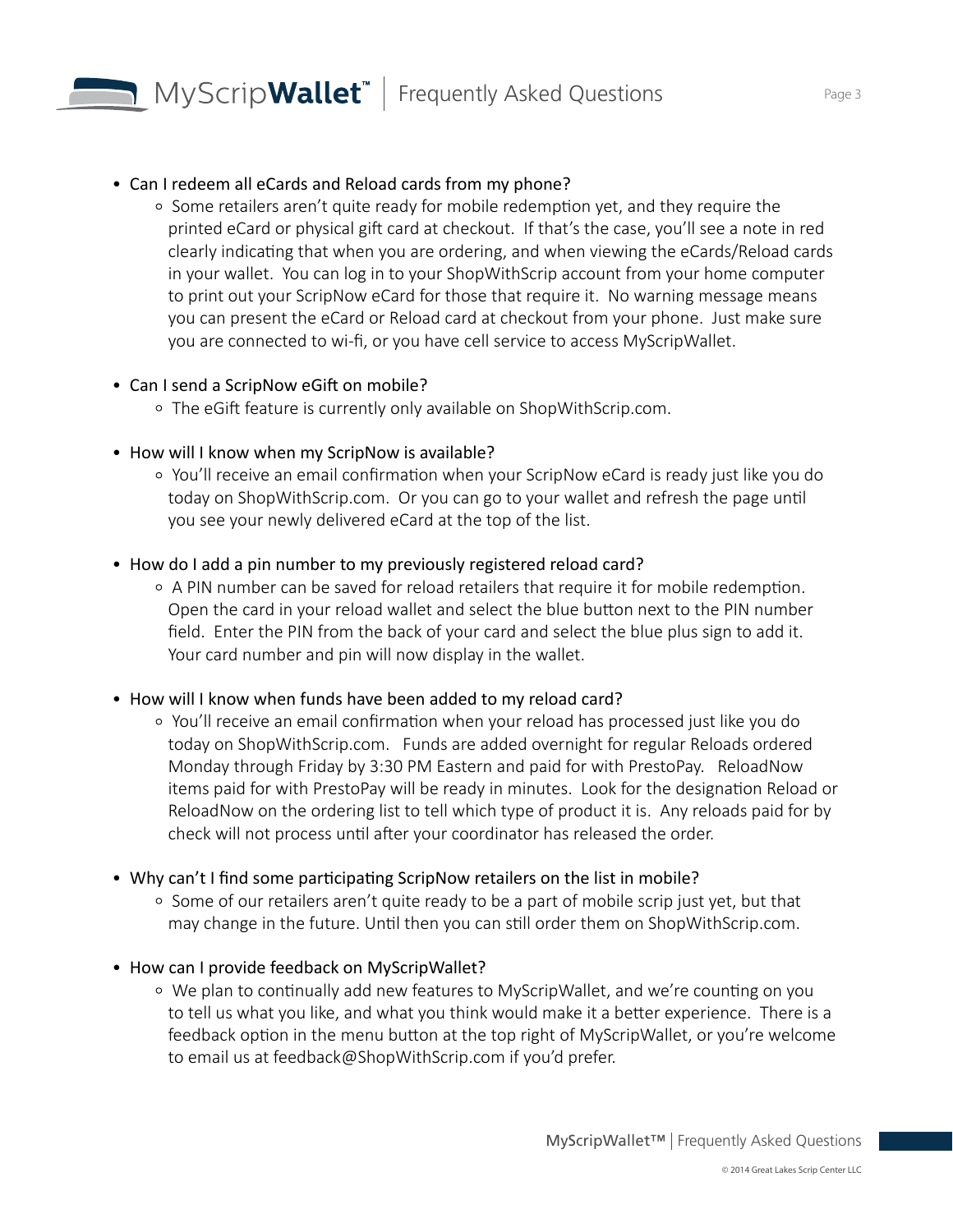- Can I redeem all eCards and Reload cards from my phone?
  - Some retailers aren't quite ready for mobile redemption yet, and they require the printed eCard or physical gift card at checkout. If that's the case, you'll see a note in red clearly indicating that when you are ordering, and when viewing the eCards/Reload cards in your wallet. You can log in to your ShopWithScrip account from your home computer to print out your ScripNow eCard for those that require it. No warning message means you can present the eCard or Reload card at checkout from your phone. Just make sure you are connected to wi-fi, or you have cell service to access MyScripWallet.

- Can I send a ScripNow eGift on mobile?
  - The eGift feature is currently only available on ShopWithScrip.com.

- How will I know when my ScripNow is available?
  - You'll receive an email confirmation when your ScripNow eCard is ready just like you do today on ShopWithScrip.com. Or you can go to your wallet and refresh the page until you see your newly delivered eCard at the top of the list.

- How do I add a pin number to my previously registered reload card?
  - A PIN number can be saved for reload retailers that require it for mobile redemption. Open the card in your reload wallet and select the blue button next to the PIN number field. Enter the PIN from the back of your card and select the blue plus sign to add it. Your card number and pin will now display in the wallet.

- How will I know when funds have been added to my reload card?
  - You'll receive an email confirmation when your reload has processed just like you do today on ShopWithScrip.com. Funds are added overnight for regular Reloads ordered Monday through Friday by 3:30 PM Eastern and paid for with PrestoPay. ReloadNow items paid for with PrestoPay will be ready in minutes. Look for the designation Reload or ReloadNow on the ordering list to tell which type of product it is. Any reloads paid for by check will not process until after your coordinator has released the order.

- Why can't I find some participating ScripNow retailers on the list in mobile?
  - Some of our retailers aren't quite ready to be a part of mobile scrip just yet, but that may change in the future. Until then you can still order them on ShopWithScrip.com.

- How can I provide feedback on MyScripWallet?
  - We plan to continually add new features to MyScripWallet, and we're counting on you to tell us what you like, and what you think would make it a better experience. There is a feedback option in the menu button at the top right of MyScripWallet, or you're welcome to email us at feedback@ShopWithScrip.com if you'd prefer.

© 2014 Great Lakes Scrip Center LLC